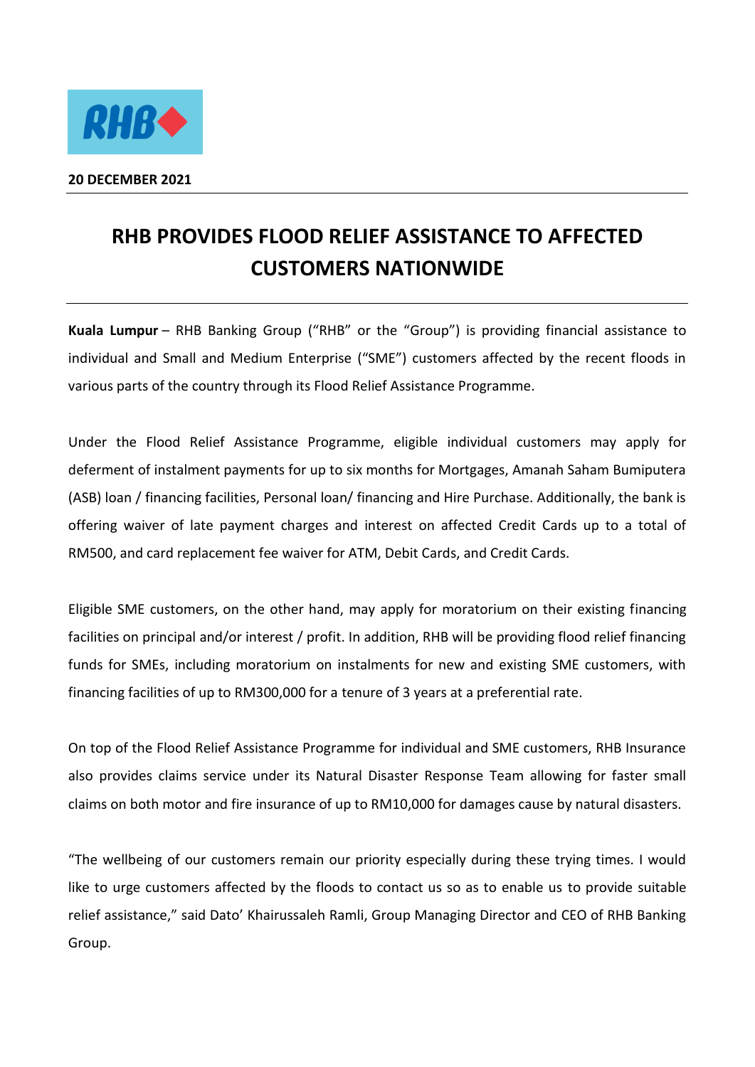**20 DECEMBER 2021**

# RHB PROVIDES FLOOD RELIEF ASSISTANCE TO AFFECTED CUSTOMERS NATIONWIDE

**Kuala Lumpur** – RHB Banking Group ("RHB" or the "Group") is providing financial assistance to individual and Small and Medium Enterprise ("SME") customers affected by the recent floods in various parts of the country through its Flood Relief Assistance Programme.

Under the Flood Relief Assistance Programme, eligible individual customers may apply for deferment of instalment payments for up to six months for Mortgages, Amanah Saham Bumiputera (ASB) loan / financing facilities, Personal loan/ financing and Hire Purchase. Additionally, the bank is offering waiver of late payment charges and interest on affected Credit Cards up to a total of RM500, and card replacement fee waiver for ATM, Debit Cards, and Credit Cards.

Eligible SME customers, on the other hand, may apply for moratorium on their existing financing facilities on principal and/or interest / profit. In addition, RHB will be providing flood relief financing funds for SMEs, including moratorium on instalments for new and existing SME customers, with financing facilities of up to RM300,000 for a tenure of 3 years at a preferential rate.

On top of the Flood Relief Assistance Programme for individual and SME customers, RHB Insurance also provides claims service under its Natural Disaster Response Team allowing for faster small claims on both motor and fire insurance of up to RM10,000 for damages cause by natural disasters.

"The wellbeing of our customers remain our priority especially during these trying times. I would like to urge customers affected by the floods to contact us so as to enable us to provide suitable relief assistance," said Dato' Khairussaleh Ramli, Group Managing Director and CEO of RHB Banking Group.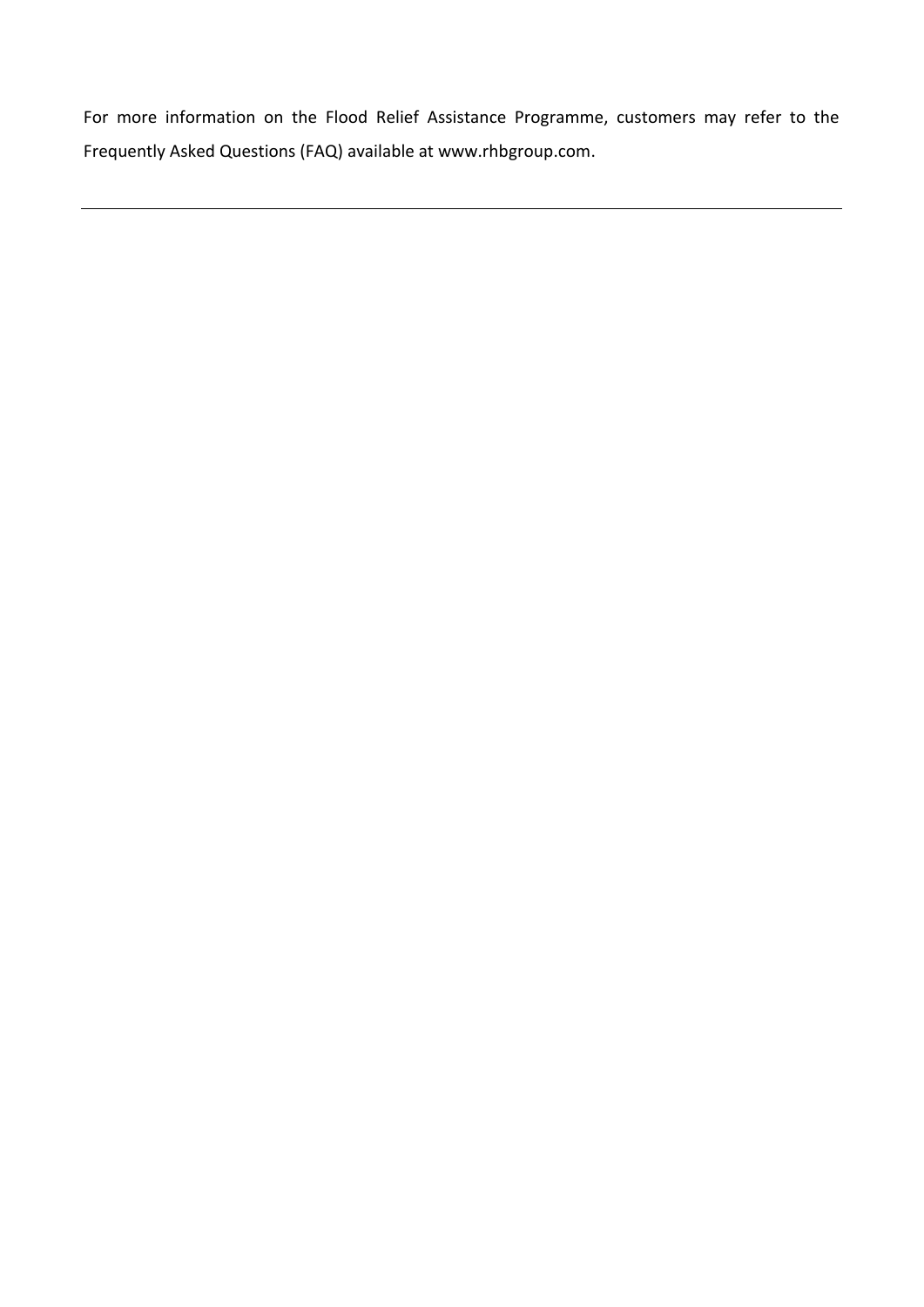For more information on the Flood Relief Assistance Programme, customers may refer to the Frequently Asked Questions (FAQ) available at www.rhbgroup.com.

---